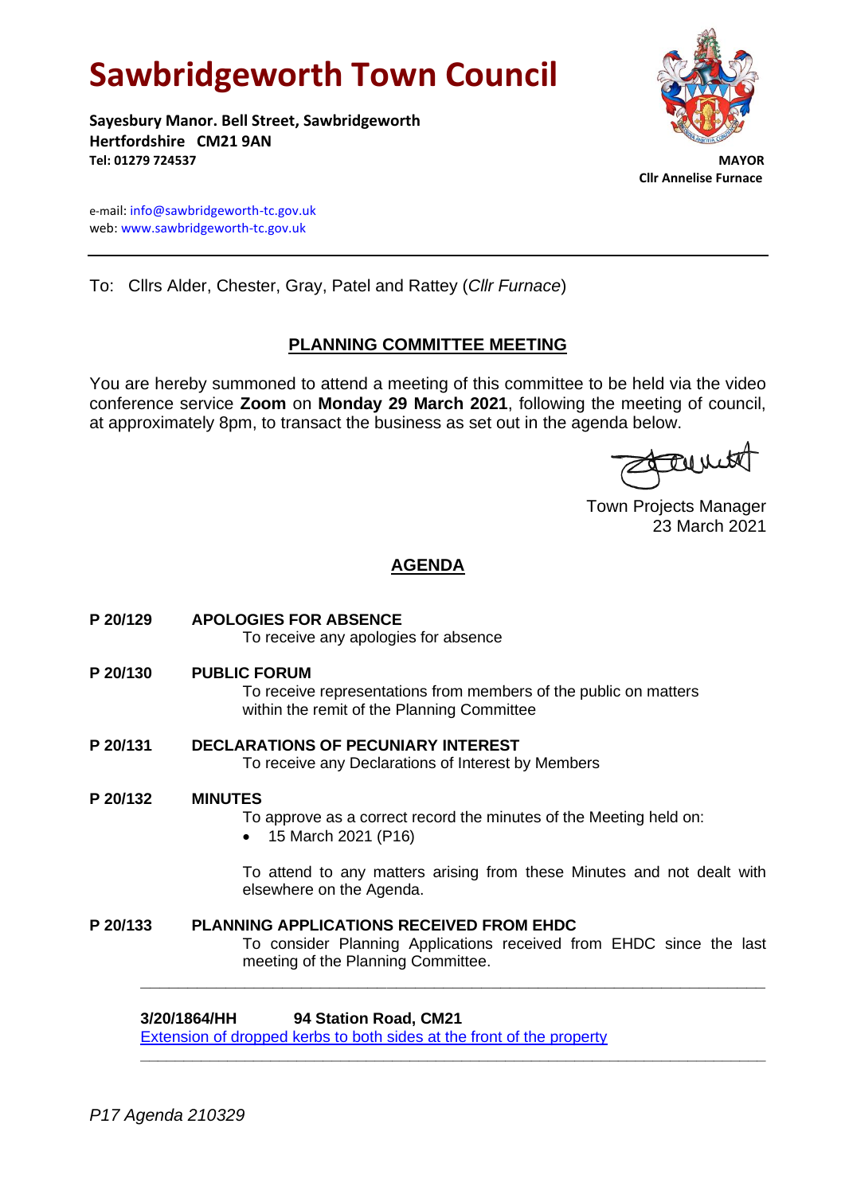# Sawbridgeworth Town Council

**Sayesbury Manor. Bell Street, Sawbridgeworth**
**Hertfordshire CM21 9AN**
**Tel: 01279 724537**

**MAYOR**
**Cllr Annelise Furnace**

e-mail: info@sawbridgeworth-tc.gov.uk
web: www.sawbridgeworth-tc.gov.uk

---

To: Cllrs Alder, Chester, Gray, Patel and Rattey (*Cllr Furnace*)

## PLANNING COMMITTEE MEETING

You are hereby summoned to attend a meeting of this committee to be held via the video conference service **Zoom** on **Monday 29 March 2021**, following the meeting of council, at approximately 8pm, to transact the business as set out in the agenda below.

Town Projects Manager
23 March 2021

## AGENDA

**P 20/129 APOLOGIES FOR ABSENCE**
To receive any apologies for absence

**P 20/130 PUBLIC FORUM**
To receive representations from members of the public on matters within the remit of the Planning Committee

**P 20/131 DECLARATIONS OF PECUNIARY INTEREST**
To receive any Declarations of Interest by Members

**P 20/132 MINUTES**
To approve as a correct record the minutes of the Meeting held on:

- 15 March 2021 (P16)

To attend to any matters arising from these Minutes and not dealt with elsewhere on the Agenda.

**P 20/133 PLANNING APPLICATIONS RECEIVED FROM EHDC**
To consider Planning Applications received from EHDC since the last meeting of the Planning Committee.

---

**3/20/1864/HH 94 Station Road, CM21**
Extension of dropped kerbs to both sides at the front of the property

---

*P17 Agenda 210329*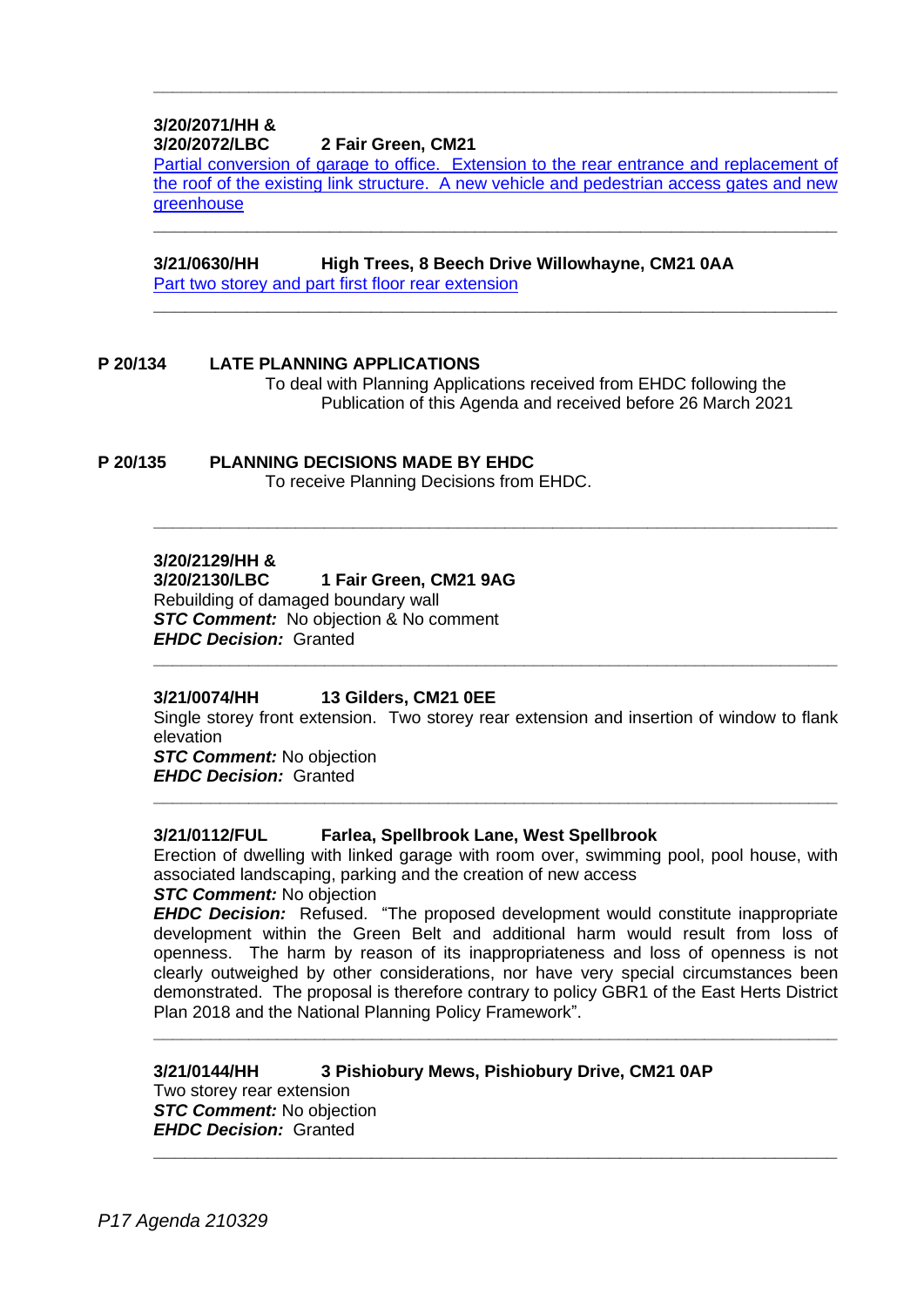---

**3/20/2071/HH &**
**3/20/2072/LBC 2 Fair Green, CM21**

Partial conversion of garage to office. Extension to the rear entrance and replacement of the roof of the existing link structure. A new vehicle and pedestrian access gates and new greenhouse

---

**3/21/0630/HH High Trees, 8 Beech Drive Willowhayne, CM21 0AA**

Part two storey and part first floor rear extension

---

**P 20/134 LATE PLANNING APPLICATIONS**

To deal with Planning Applications received from EHDC following the Publication of this Agenda and received before 26 March 2021

**P 20/135 PLANNING DECISIONS MADE BY EHDC**

To receive Planning Decisions from EHDC.

---

**3/20/2129/HH &**
**3/20/2130/LBC 1 Fair Green, CM21 9AG**

Rebuilding of damaged boundary wall
***STC Comment:*** No objection & No comment
***EHDC Decision:*** Granted

---

**3/21/0074/HH 13 Gilders, CM21 0EE**

Single storey front extension. Two storey rear extension and insertion of window to flank elevation
***STC Comment:*** No objection
***EHDC Decision:*** Granted

---

**3/21/0112/FUL Farlea, Spellbrook Lane, West Spellbrook**

Erection of dwelling with linked garage with room over, swimming pool, pool house, with associated landscaping, parking and the creation of new access
***STC Comment:*** No objection
***EHDC Decision:*** Refused. "The proposed development would constitute inappropriate development within the Green Belt and additional harm would result from loss of openness. The harm by reason of its inappropriateness and loss of openness is not clearly outweighed by other considerations, nor have very special circumstances been demonstrated. The proposal is therefore contrary to policy GBR1 of the East Herts District Plan 2018 and the National Planning Policy Framework".

---

**3/21/0144/HH 3 Pishiobury Mews, Pishiobury Drive, CM21 0AP**

Two storey rear extension
***STC Comment:*** No objection
***EHDC Decision:*** Granted

---

*P17 Agenda 210329*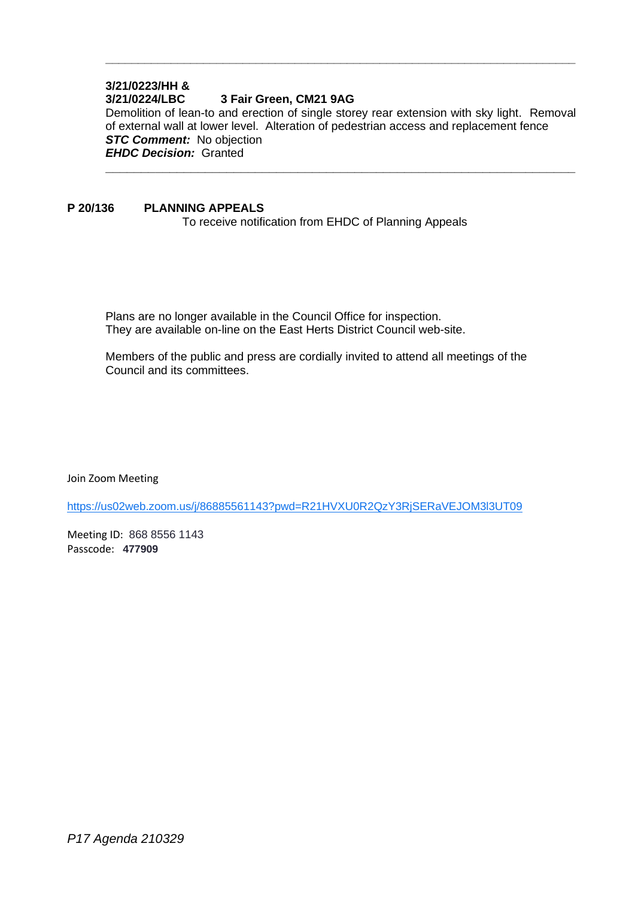---

**3/21/0223/HH &**
**3/21/0224/LBC** **3 Fair Green, CM21 9AG**
Demolition of lean-to and erection of single storey rear extension with sky light. Removal of external wall at lower level. Alteration of pedestrian access and replacement fence
***STC Comment:*** No objection
***EHDC Decision:*** Granted

---

**P 20/136** **PLANNING APPEALS**
To receive notification from EHDC of Planning Appeals

Plans are no longer available in the Council Office for inspection.
They are available on-line on the East Herts District Council web-site.

Members of the public and press are cordially invited to attend all meetings of the Council and its committees.

Join Zoom Meeting

https://us02web.zoom.us/j/86885561143?pwd=R21HVXU0R2QzY3RjSERaVEJOM3l3UT09

Meeting ID: 868 8556 1143
Passcode: **477909**

*P17 Agenda 210329*